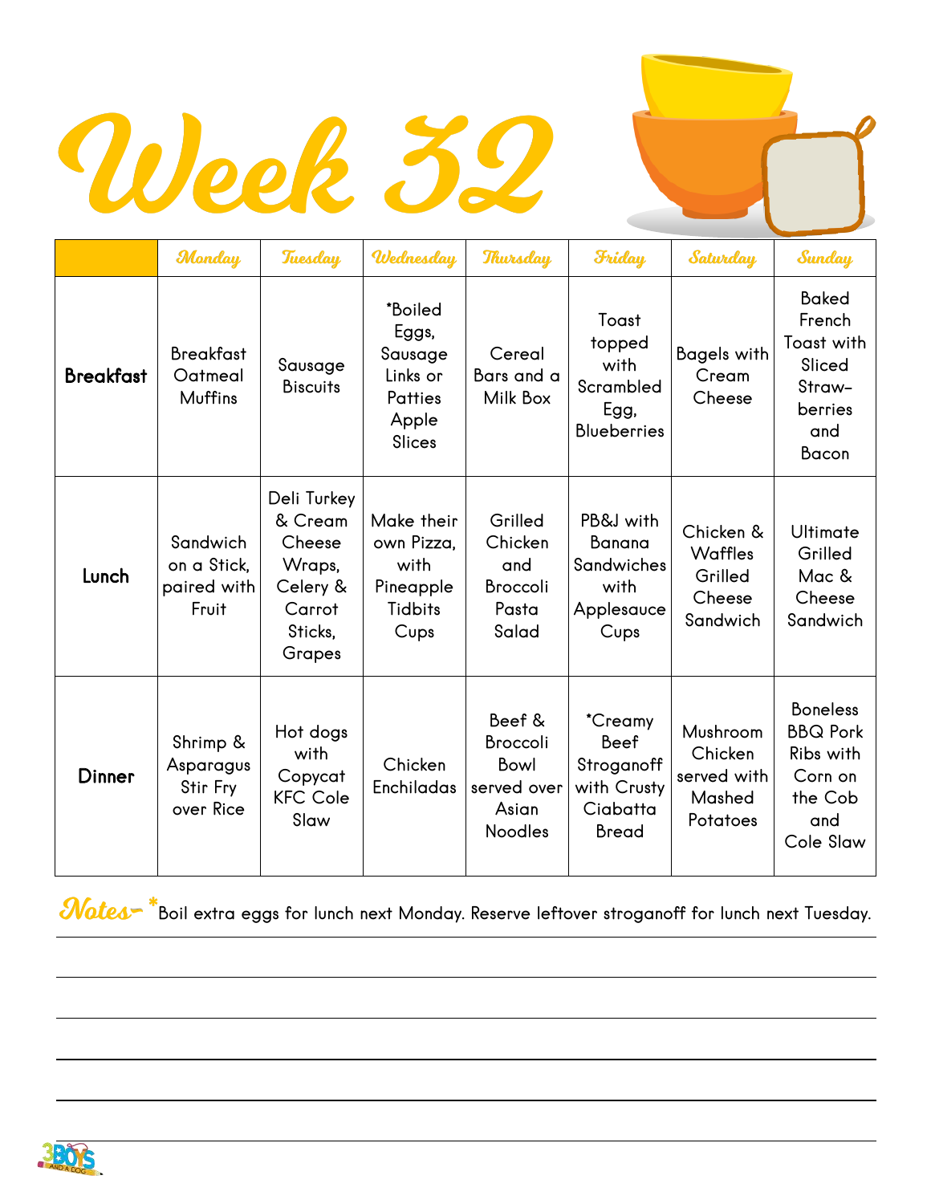# Week 32

| | Monday | Tuesday | Wednesday | Thursday | Friday | Saturday | Sunday |
|---|---|---|---|---|---|---|---|
| **Breakfast** | Breakfast Oatmeal Muffins | Sausage Biscuits | *Boiled Eggs, Sausage Links or Patties Apple Slices | Cereal Bars and a Milk Box | Toast topped with Scrambled Egg, Blueberries | Bagels with Cream Cheese | Baked French Toast with Sliced Straw-berries and Bacon |
| **Lunch** | Sandwich on a Stick, paired with Fruit | Deli Turkey & Cream Cheese Wraps, Celery & Carrot Sticks, Grapes | Make their own Pizza, with Pineapple Tidbits Cups | Grilled Chicken and Broccoli Pasta Salad | PB&J with Banana Sandwiches with Applesauce Cups | Chicken & Waffles Grilled Cheese Sandwich | Ultimate Grilled Mac & Cheese Sandwich |
| **Dinner** | Shrimp & Asparagus Stir Fry over Rice | Hot dogs with Copycat KFC Cole Slaw | Chicken Enchiladas | Beef & Broccoli Bowl served over Asian Noodles | *Creamy Beef Stroganoff with Crusty Ciabatta Bread | Mushroom Chicken served with Mashed Potatoes | Boneless BBQ Pork Ribs with Corn on the Cob and Cole Slaw |

**Notes-** *Boil extra eggs for lunch next Monday. Reserve leftover stroganoff for lunch next Tuesday.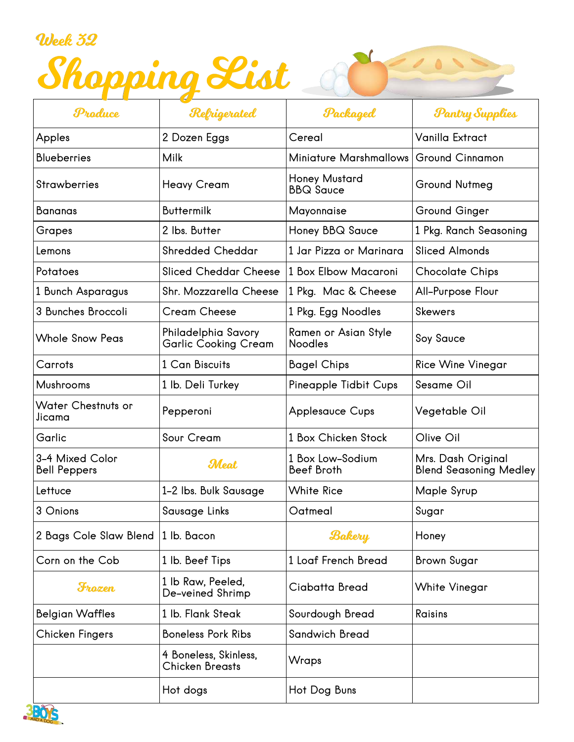Week 32

# Shopping List

| Produce | Refrigerated | Packaged | Pantry Supplies |
| --- | --- | --- | --- |
| Apples | 2 Dozen Eggs | Cereal | Vanilla Extract |
| Blueberries | Milk | Miniature Marshmallows | Ground Cinnamon |
| Strawberries | Heavy Cream | Honey Mustard BBQ Sauce | Ground Nutmeg |
| Bananas | Buttermilk | Mayonnaise | Ground Ginger |
| Grapes | 2 lbs. Butter | Honey BBQ Sauce | 1 Pkg. Ranch Seasoning |
| Lemons | Shredded Cheddar | 1 Jar Pizza or Marinara | Sliced Almonds |
| Potatoes | Sliced Cheddar Cheese | 1 Box Elbow Macaroni | Chocolate Chips |
| 1 Bunch Asparagus | Shr. Mozzarella Cheese | 1 Pkg. Mac & Cheese | All-Purpose Flour |
| 3 Bunches Broccoli | Cream Cheese | 1 Pkg. Egg Noodles | Skewers |
| Whole Snow Peas | Philadelphia Savory Garlic Cooking Cream | Ramen or Asian Style Noodles | Soy Sauce |
| Carrots | 1 Can Biscuits | Bagel Chips | Rice Wine Vinegar |
| Mushrooms | 1 lb. Deli Turkey | Pineapple Tidbit Cups | Sesame Oil |
| Water Chestnuts or Jicama | Pepperoni | Applesauce Cups | Vegetable Oil |
| Garlic | Sour Cream | 1 Box Chicken Stock | Olive Oil |
| 3-4 Mixed Color Bell Peppers | **Meat** | 1 Box Low-Sodium Beef Broth | Mrs. Dash Original Blend Seasoning Medley |
| Lettuce | 1-2 lbs. Bulk Sausage | White Rice | Maple Syrup |
| 3 Onions | Sausage Links | Oatmeal | Sugar |
| 2 Bags Cole Slaw Blend | 1 lb. Bacon | **Bakery** | Honey |
| Corn on the Cob | 1 lb. Beef Tips | 1 Loaf French Bread | Brown Sugar |
| **Frozen** | 1 lb Raw, Peeled, De-veined Shrimp | Ciabatta Bread | White Vinegar |
| Belgian Waffles | 1 lb. Flank Steak | Sourdough Bread | Raisins |
| Chicken Fingers | Boneless Pork Ribs | Sandwich Bread | |
| | 4 Boneless, Skinless, Chicken Breasts | Wraps | |
| | Hot dogs | Hot Dog Buns | |